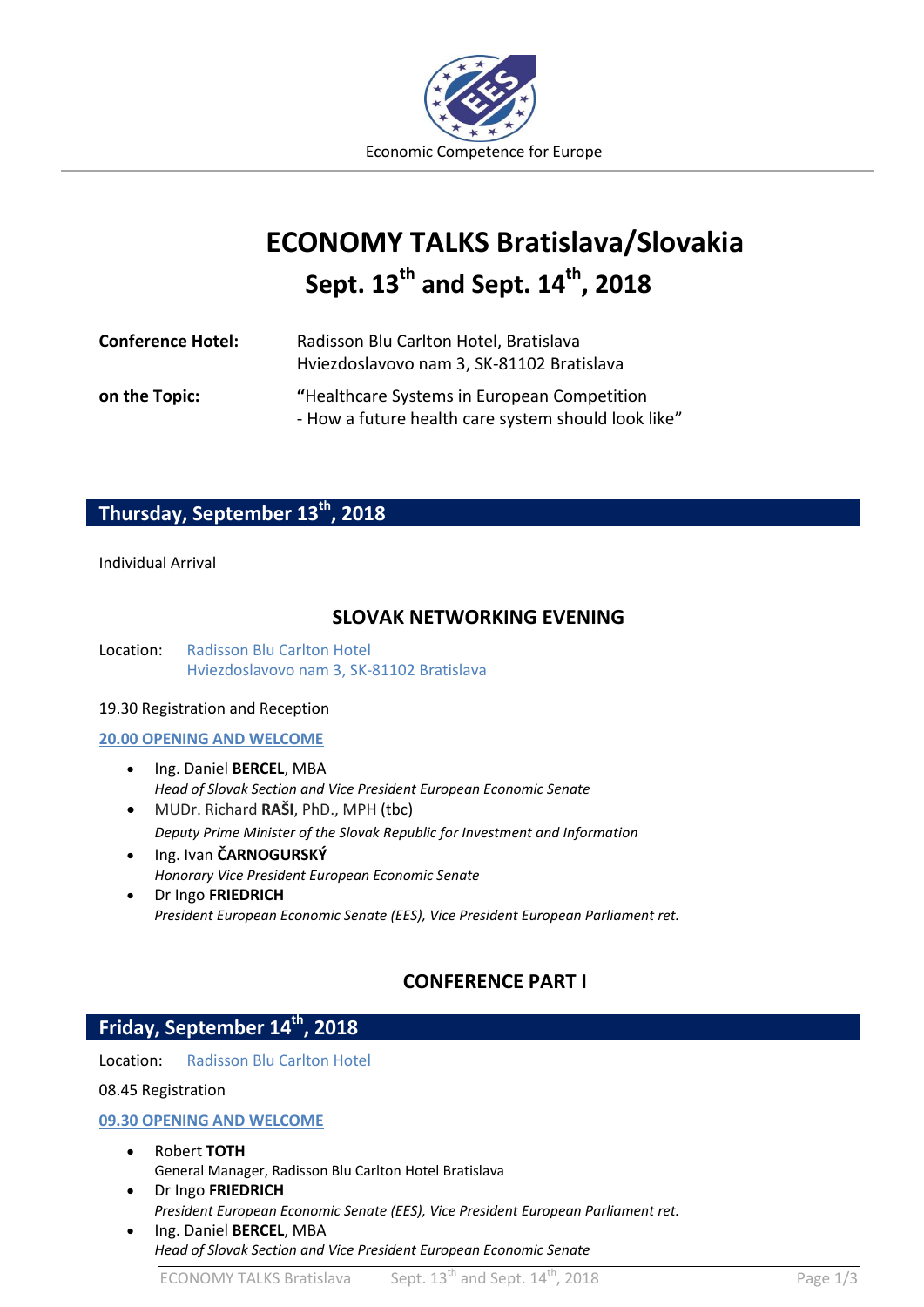Economic Competence for Europe

# ECONOMY TALKS Bratislava/Slovakia

## Sept. 13th and Sept. 14th, 2018

**Conference Hotel:** Radisson Blu Carlton Hotel, Bratislava
Hviezdoslavovo nam 3, SK-81102 Bratislava

**on the Topic:** **"**Healthcare Systems in European Competition
- How a future health care system should look like"

## Thursday, September 13th, 2018

Individual Arrival

### SLOVAK NETWORKING EVENING

Location: Radisson Blu Carlton Hotel
Hviezdoslavovo nam 3, SK-81102 Bratislava

19.30 Registration and Reception

**20.00 OPENING AND WELCOME**

- Ing. Daniel **BERCEL**, MBA
  *Head of Slovak Section and Vice President European Economic Senate*
- MUDr. Richard **RAŠI**, PhD., MPH (tbc)
  *Deputy Prime Minister of the Slovak Republic for Investment and Information*
- Ing. Ivan **ČARNOGURSKÝ**
  *Honorary Vice President European Economic Senate*
- Dr Ingo **FRIEDRICH**
  *President European Economic Senate (EES), Vice President European Parliament ret.*

### CONFERENCE PART I

## Friday, September 14th, 2018

Location: Radisson Blu Carlton Hotel

08.45 Registration

**09.30 OPENING AND WELCOME**

- Robert **TOTH**
  General Manager, Radisson Blu Carlton Hotel Bratislava
- Dr Ingo **FRIEDRICH**
  *President European Economic Senate (EES), Vice President European Parliament ret.*
- Ing. Daniel **BERCEL**, MBA
  *Head of Slovak Section and Vice President European Economic Senate*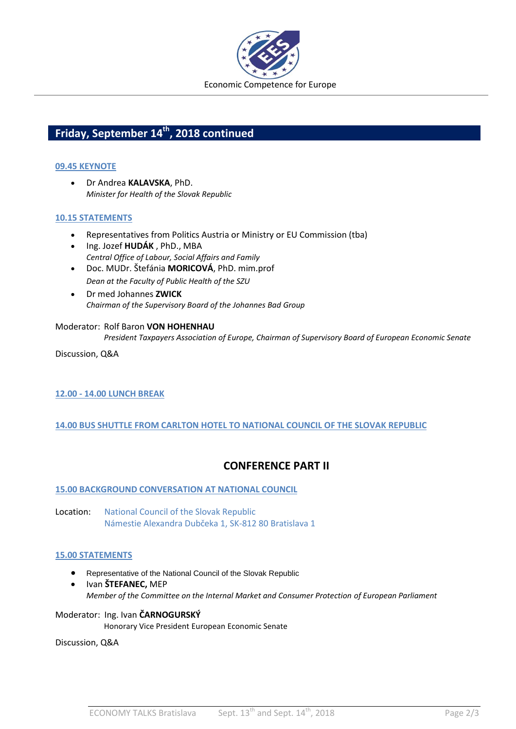## Friday, September 14th, 2018 continued

### 09.45 KEYNOTE

- Dr Andrea **KALAVSKA**, PhD.  
  *Minister for Health of the Slovak Republic*

### 10.15 STATEMENTS

- Representatives from Politics Austria or Ministry or EU Commission (tba)
- Ing. Jozef **HUDÁK** , PhD., MBA  
  *Central Office of Labour, Social Affairs and Family*
- Doc. MUDr. Štefánia **MORICOVÁ**, PhD. mim.prof  
  *Dean at the Faculty of Public Health of the SZU*
- Dr med Johannes **ZWICK**  
  *Chairman of the Supervisory Board of the Johannes Bad Group*

Moderator: Rolf Baron **VON HOHENHAU**  
*President Taxpayers Association of Europe, Chairman of Supervisory Board of European Economic Senate*

Discussion, Q&A

### 12.00 - 14.00 LUNCH BREAK

### 14.00 BUS SHUTTLE FROM CARLTON HOTEL TO NATIONAL COUNCIL OF THE SLOVAK REPUBLIC

## CONFERENCE PART II

### 15.00 BACKGROUND CONVERSATION AT NATIONAL COUNCIL

Location: National Council of the Slovak Republic  
Námestie Alexandra Dubčeka 1, SK-812 80 Bratislava 1

### 15.00 STATEMENTS

- Representative of the National Council of the Slovak Republic
- Ivan **ŠTEFANEC,** MEP  
  *Member of the Committee on the Internal Market and Consumer Protection of European Parliament*

Moderator: Ing. Ivan **ČARNOGURSKÝ**  
Honorary Vice President European Economic Senate

Discussion, Q&A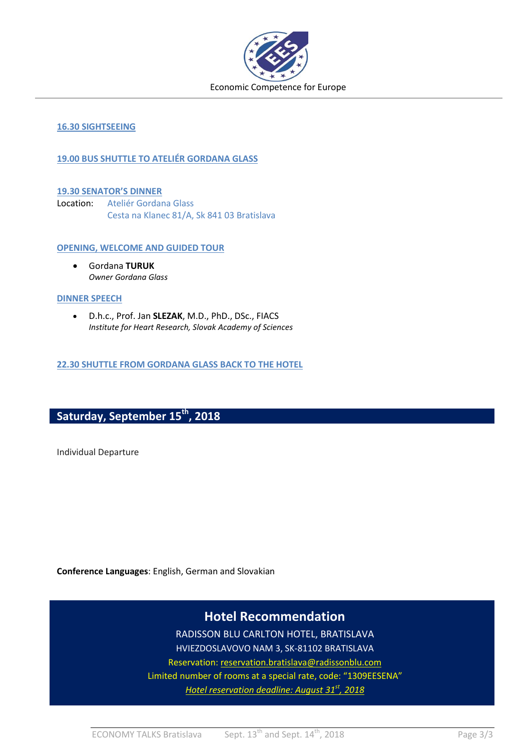Economic Competence for Europe

**16.30 SIGHTSEEING**

**19.00 BUS SHUTTLE TO ATELIÉR GORDANA GLASS**

**19.30 SENATOR'S DINNER**

Location: Ateliér Gordana Glass
Cesta na Klanec 81/A, Sk 841 03 Bratislava

**OPENING, WELCOME AND GUIDED TOUR**

- Gordana **TURUK**
  *Owner Gordana Glass*

**DINNER SPEECH**

- D.h.c., Prof. Jan **SLEZAK**, M.D., PhD., DSc., FIACS
  *Institute for Heart Research, Slovak Academy of Sciences*

**22.30 SHUTTLE FROM GORDANA GLASS BACK TO THE HOTEL**

## Saturday, September 15th, 2018

Individual Departure

**Conference Languages**: English, German and Slovakian

## Hotel Recommendation

RADISSON BLU CARLTON HOTEL, BRATISLAVA
HVIEZDOSLAVOVO NAM 3, SK-81102 BRATISLAVA
Reservation: reservation.bratislava@radissonblu.com
Limited number of rooms at a special rate, code: "1309EESENA"
*Hotel reservation deadline: August 31st, 2018*